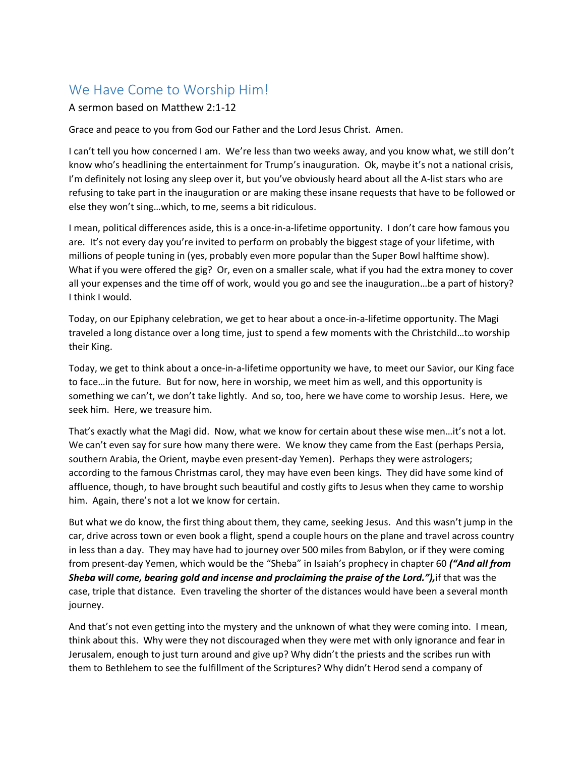# We Have Come to Worship Him!

A sermon based on Matthew 2:1-12

Grace and peace to you from God our Father and the Lord Jesus Christ. Amen.

I can't tell you how concerned I am. We're less than two weeks away, and you know what, we still don't know who's headlining the entertainment for Trump's inauguration. Ok, maybe it's not a national crisis, I'm definitely not losing any sleep over it, but you've obviously heard about all the A-list stars who are refusing to take part in the inauguration or are making these insane requests that have to be followed or else they won't sing…which, to me, seems a bit ridiculous.

I mean, political differences aside, this is a once-in-a-lifetime opportunity. I don't care how famous you are. It's not every day you're invited to perform on probably the biggest stage of your lifetime, with millions of people tuning in (yes, probably even more popular than the Super Bowl halftime show). What if you were offered the gig? Or, even on a smaller scale, what if you had the extra money to cover all your expenses and the time off of work, would you go and see the inauguration…be a part of history? I think I would.

Today, on our Epiphany celebration, we get to hear about a once-in-a-lifetime opportunity. The Magi traveled a long distance over a long time, just to spend a few moments with the Christchild…to worship their King.

Today, we get to think about a once-in-a-lifetime opportunity we have, to meet our Savior, our King face to face…in the future. But for now, here in worship, we meet him as well, and this opportunity is something we can't, we don't take lightly. And so, too, here we have come to worship Jesus. Here, we seek him. Here, we treasure him.

That's exactly what the Magi did. Now, what we know for certain about these wise men…it's not a lot. We can't even say for sure how many there were. We know they came from the East (perhaps Persia, southern Arabia, the Orient, maybe even present-day Yemen). Perhaps they were astrologers; according to the famous Christmas carol, they may have even been kings. They did have some kind of affluence, though, to have brought such beautiful and costly gifts to Jesus when they came to worship him. Again, there's not a lot we know for certain.

But what we do know, the first thing about them, they came, seeking Jesus. And this wasn't jump in the car, drive across town or even book a flight, spend a couple hours on the plane and travel across country in less than a day. They may have had to journey over 500 miles from Babylon, or if they were coming from present-day Yemen, which would be the "Sheba" in Isaiah's prophecy in chapter 60 ***("And all from Sheba will come, bearing gold and incense and proclaiming the praise of the Lord."),*** if that was the case, triple that distance. Even traveling the shorter of the distances would have been a several month journey.

And that's not even getting into the mystery and the unknown of what they were coming into. I mean, think about this. Why were they not discouraged when they were met with only ignorance and fear in Jerusalem, enough to just turn around and give up? Why didn't the priests and the scribes run with them to Bethlehem to see the fulfillment of the Scriptures? Why didn't Herod send a company of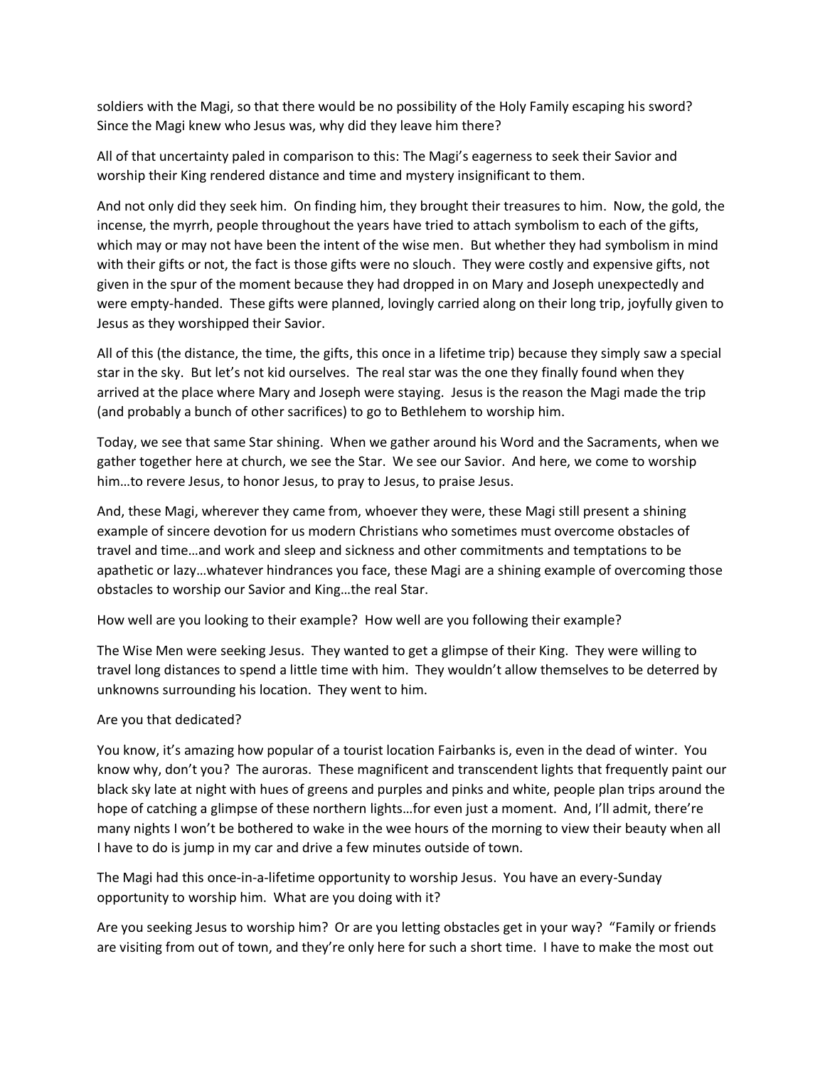soldiers with the Magi, so that there would be no possibility of the Holy Family escaping his sword? Since the Magi knew who Jesus was, why did they leave him there?

All of that uncertainty paled in comparison to this: The Magi's eagerness to seek their Savior and worship their King rendered distance and time and mystery insignificant to them.

And not only did they seek him. On finding him, they brought their treasures to him. Now, the gold, the incense, the myrrh, people throughout the years have tried to attach symbolism to each of the gifts, which may or may not have been the intent of the wise men. But whether they had symbolism in mind with their gifts or not, the fact is those gifts were no slouch. They were costly and expensive gifts, not given in the spur of the moment because they had dropped in on Mary and Joseph unexpectedly and were empty-handed. These gifts were planned, lovingly carried along on their long trip, joyfully given to Jesus as they worshipped their Savior.

All of this (the distance, the time, the gifts, this once in a lifetime trip) because they simply saw a special star in the sky. But let's not kid ourselves. The real star was the one they finally found when they arrived at the place where Mary and Joseph were staying. Jesus is the reason the Magi made the trip (and probably a bunch of other sacrifices) to go to Bethlehem to worship him.

Today, we see that same Star shining. When we gather around his Word and the Sacraments, when we gather together here at church, we see the Star. We see our Savior. And here, we come to worship him…to revere Jesus, to honor Jesus, to pray to Jesus, to praise Jesus.

And, these Magi, wherever they came from, whoever they were, these Magi still present a shining example of sincere devotion for us modern Christians who sometimes must overcome obstacles of travel and time…and work and sleep and sickness and other commitments and temptations to be apathetic or lazy…whatever hindrances you face, these Magi are a shining example of overcoming those obstacles to worship our Savior and King…the real Star.

How well are you looking to their example? How well are you following their example?

The Wise Men were seeking Jesus. They wanted to get a glimpse of their King. They were willing to travel long distances to spend a little time with him. They wouldn't allow themselves to be deterred by unknowns surrounding his location. They went to him.

Are you that dedicated?

You know, it's amazing how popular of a tourist location Fairbanks is, even in the dead of winter. You know why, don't you? The auroras. These magnificent and transcendent lights that frequently paint our black sky late at night with hues of greens and purples and pinks and white, people plan trips around the hope of catching a glimpse of these northern lights…for even just a moment. And, I'll admit, there're many nights I won't be bothered to wake in the wee hours of the morning to view their beauty when all I have to do is jump in my car and drive a few minutes outside of town.

The Magi had this once-in-a-lifetime opportunity to worship Jesus. You have an every-Sunday opportunity to worship him. What are you doing with it?

Are you seeking Jesus to worship him? Or are you letting obstacles get in your way? "Family or friends are visiting from out of town, and they're only here for such a short time. I have to make the most out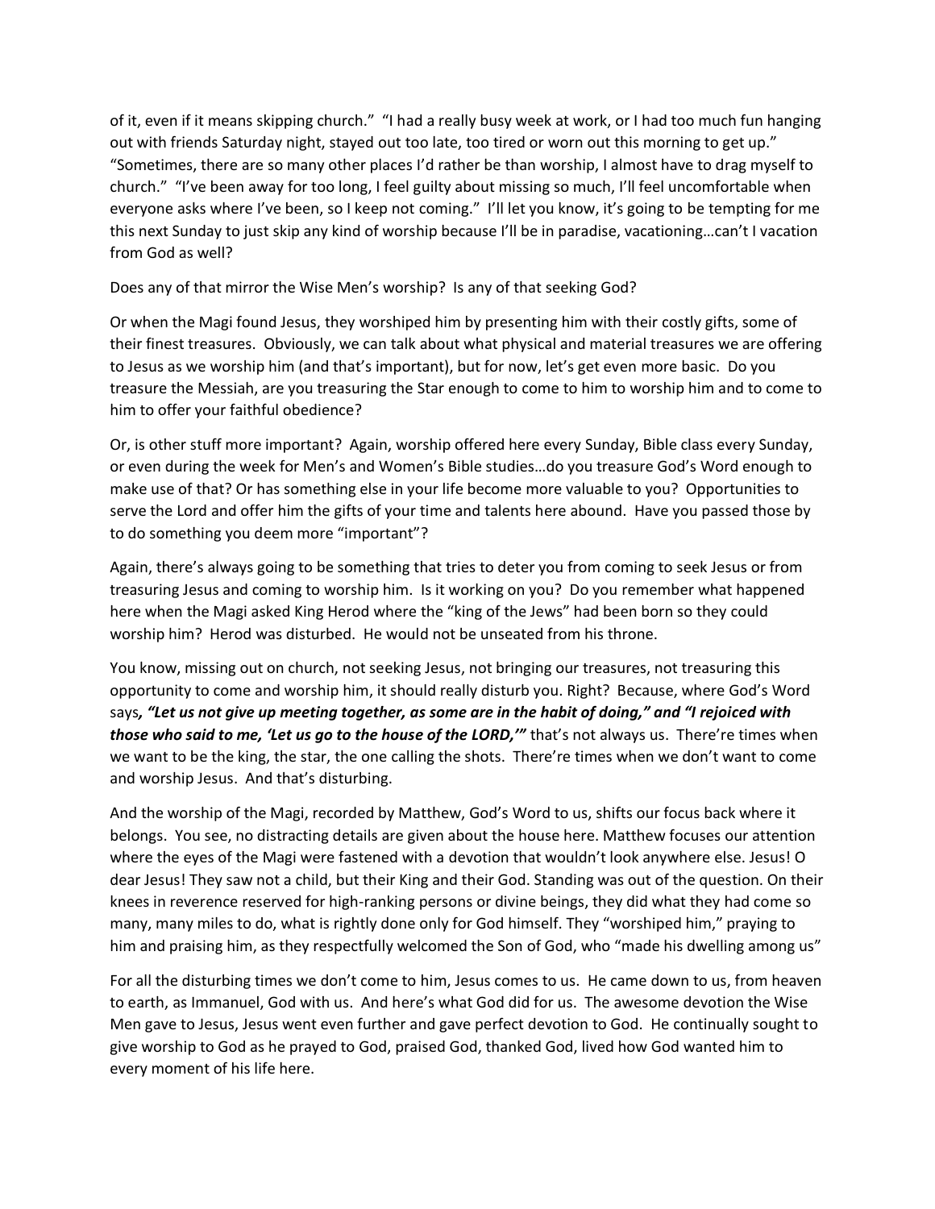of it, even if it means skipping church." "I had a really busy week at work, or I had too much fun hanging out with friends Saturday night, stayed out too late, too tired or worn out this morning to get up." "Sometimes, there are so many other places I'd rather be than worship, I almost have to drag myself to church." "I've been away for too long, I feel guilty about missing so much, I'll feel uncomfortable when everyone asks where I've been, so I keep not coming." I'll let you know, it's going to be tempting for me this next Sunday to just skip any kind of worship because I'll be in paradise, vacationing…can't I vacation from God as well?

Does any of that mirror the Wise Men's worship? Is any of that seeking God?

Or when the Magi found Jesus, they worshiped him by presenting him with their costly gifts, some of their finest treasures. Obviously, we can talk about what physical and material treasures we are offering to Jesus as we worship him (and that's important), but for now, let's get even more basic. Do you treasure the Messiah, are you treasuring the Star enough to come to him to worship him and to come to him to offer your faithful obedience?

Or, is other stuff more important? Again, worship offered here every Sunday, Bible class every Sunday, or even during the week for Men's and Women's Bible studies…do you treasure God's Word enough to make use of that? Or has something else in your life become more valuable to you? Opportunities to serve the Lord and offer him the gifts of your time and talents here abound. Have you passed those by to do something you deem more "important"?

Again, there's always going to be something that tries to deter you from coming to seek Jesus or from treasuring Jesus and coming to worship him. Is it working on you? Do you remember what happened here when the Magi asked King Herod where the "king of the Jews" had been born so they could worship him? Herod was disturbed. He would not be unseated from his throne.

You know, missing out on church, not seeking Jesus, not bringing our treasures, not treasuring this opportunity to come and worship him, it should really disturb you. Right? Because, where God's Word says***, "Let us not give up meeting together, as some are in the habit of doing," and "I rejoiced with those who said to me, 'Let us go to the house of the LORD,'"*** that's not always us. There're times when we want to be the king, the star, the one calling the shots. There're times when we don't want to come and worship Jesus. And that's disturbing.

And the worship of the Magi, recorded by Matthew, God's Word to us, shifts our focus back where it belongs. You see, no distracting details are given about the house here. Matthew focuses our attention where the eyes of the Magi were fastened with a devotion that wouldn't look anywhere else. Jesus! O dear Jesus! They saw not a child, but their King and their God. Standing was out of the question. On their knees in reverence reserved for high-ranking persons or divine beings, they did what they had come so many, many miles to do, what is rightly done only for God himself. They "worshiped him," praying to him and praising him, as they respectfully welcomed the Son of God, who "made his dwelling among us"

For all the disturbing times we don't come to him, Jesus comes to us. He came down to us, from heaven to earth, as Immanuel, God with us. And here's what God did for us. The awesome devotion the Wise Men gave to Jesus, Jesus went even further and gave perfect devotion to God. He continually sought to give worship to God as he prayed to God, praised God, thanked God, lived how God wanted him to every moment of his life here.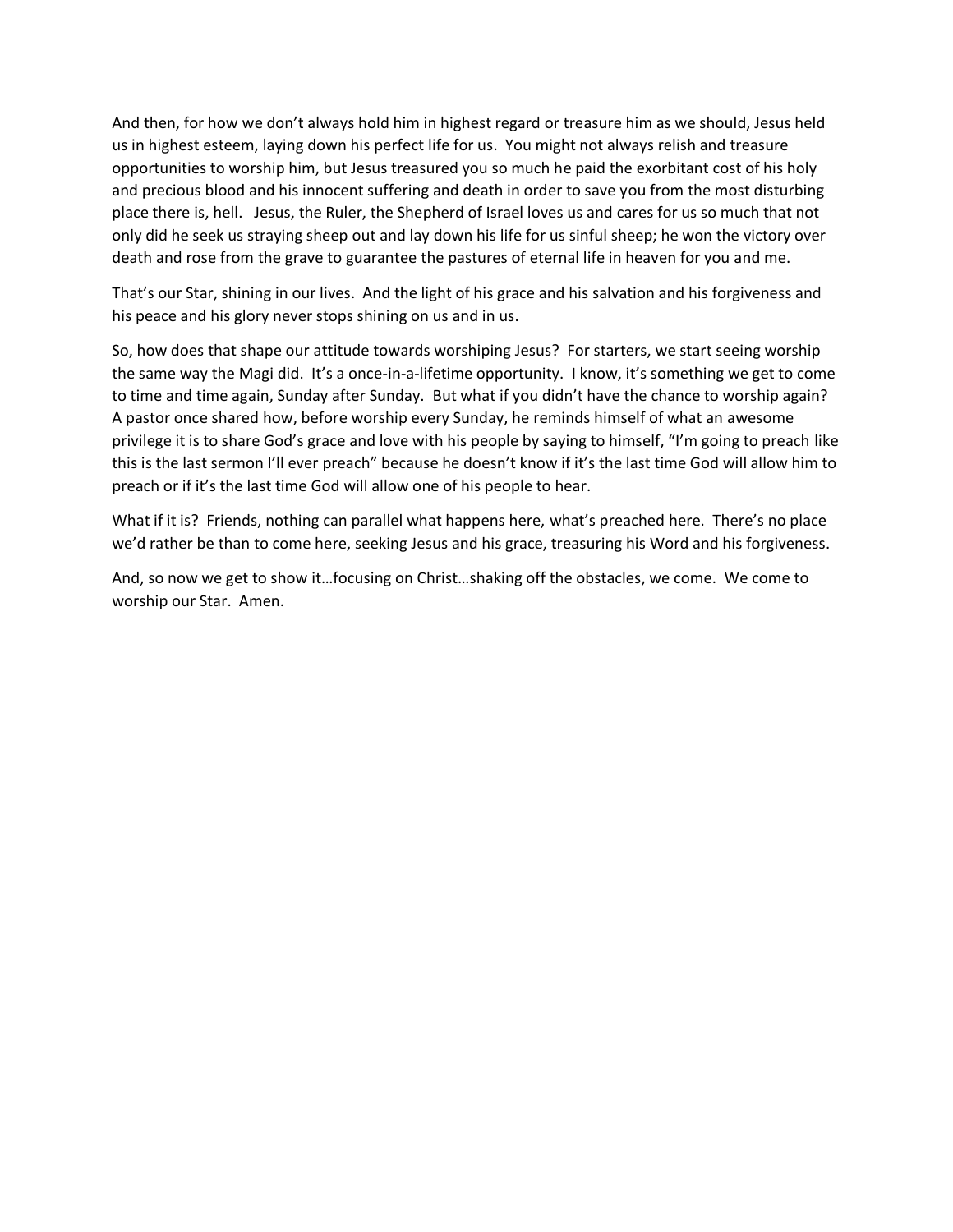And then, for how we don't always hold him in highest regard or treasure him as we should, Jesus held us in highest esteem, laying down his perfect life for us. You might not always relish and treasure opportunities to worship him, but Jesus treasured you so much he paid the exorbitant cost of his holy and precious blood and his innocent suffering and death in order to save you from the most disturbing place there is, hell. Jesus, the Ruler, the Shepherd of Israel loves us and cares for us so much that not only did he seek us straying sheep out and lay down his life for us sinful sheep; he won the victory over death and rose from the grave to guarantee the pastures of eternal life in heaven for you and me.

That's our Star, shining in our lives. And the light of his grace and his salvation and his forgiveness and his peace and his glory never stops shining on us and in us.

So, how does that shape our attitude towards worshiping Jesus? For starters, we start seeing worship the same way the Magi did. It's a once-in-a-lifetime opportunity. I know, it's something we get to come to time and time again, Sunday after Sunday. But what if you didn't have the chance to worship again? A pastor once shared how, before worship every Sunday, he reminds himself of what an awesome privilege it is to share God's grace and love with his people by saying to himself, "I'm going to preach like this is the last sermon I'll ever preach" because he doesn't know if it's the last time God will allow him to preach or if it's the last time God will allow one of his people to hear.

What if it is? Friends, nothing can parallel what happens here, what's preached here. There's no place we'd rather be than to come here, seeking Jesus and his grace, treasuring his Word and his forgiveness.

And, so now we get to show it…focusing on Christ…shaking off the obstacles, we come. We come to worship our Star. Amen.